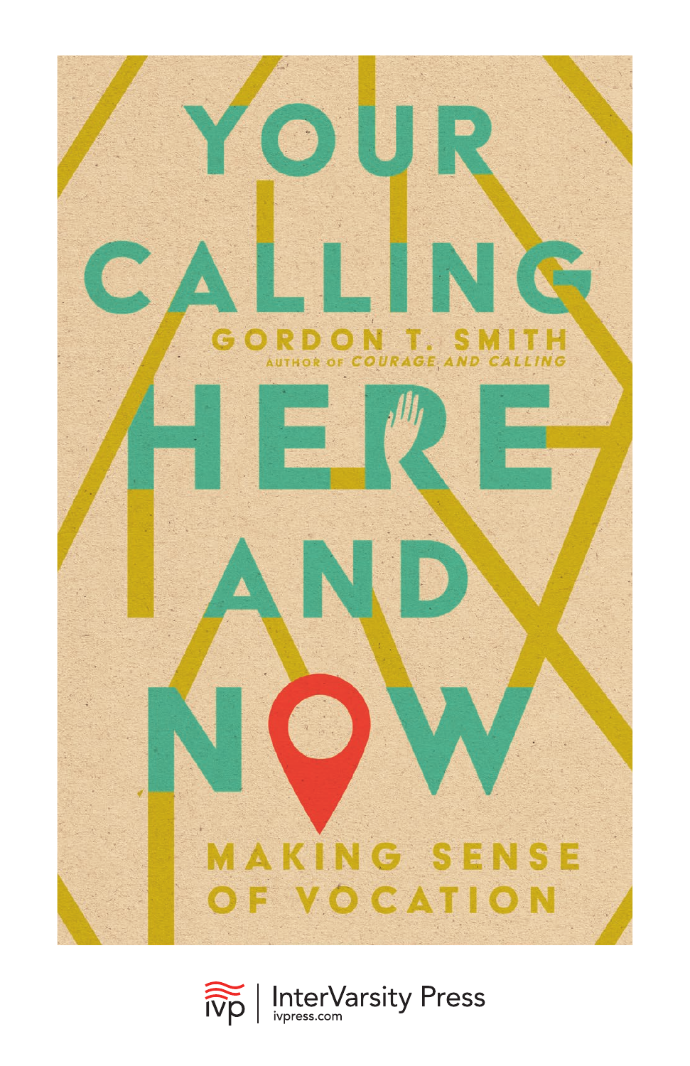# YOUR CALLING HERE AND NOW

## MAKING SENSE OF VOCATION

**GORDON T. SMITH**

AUTHOR OF *COURAGE AND CALLING*

InterVarsity Press
ivpress.com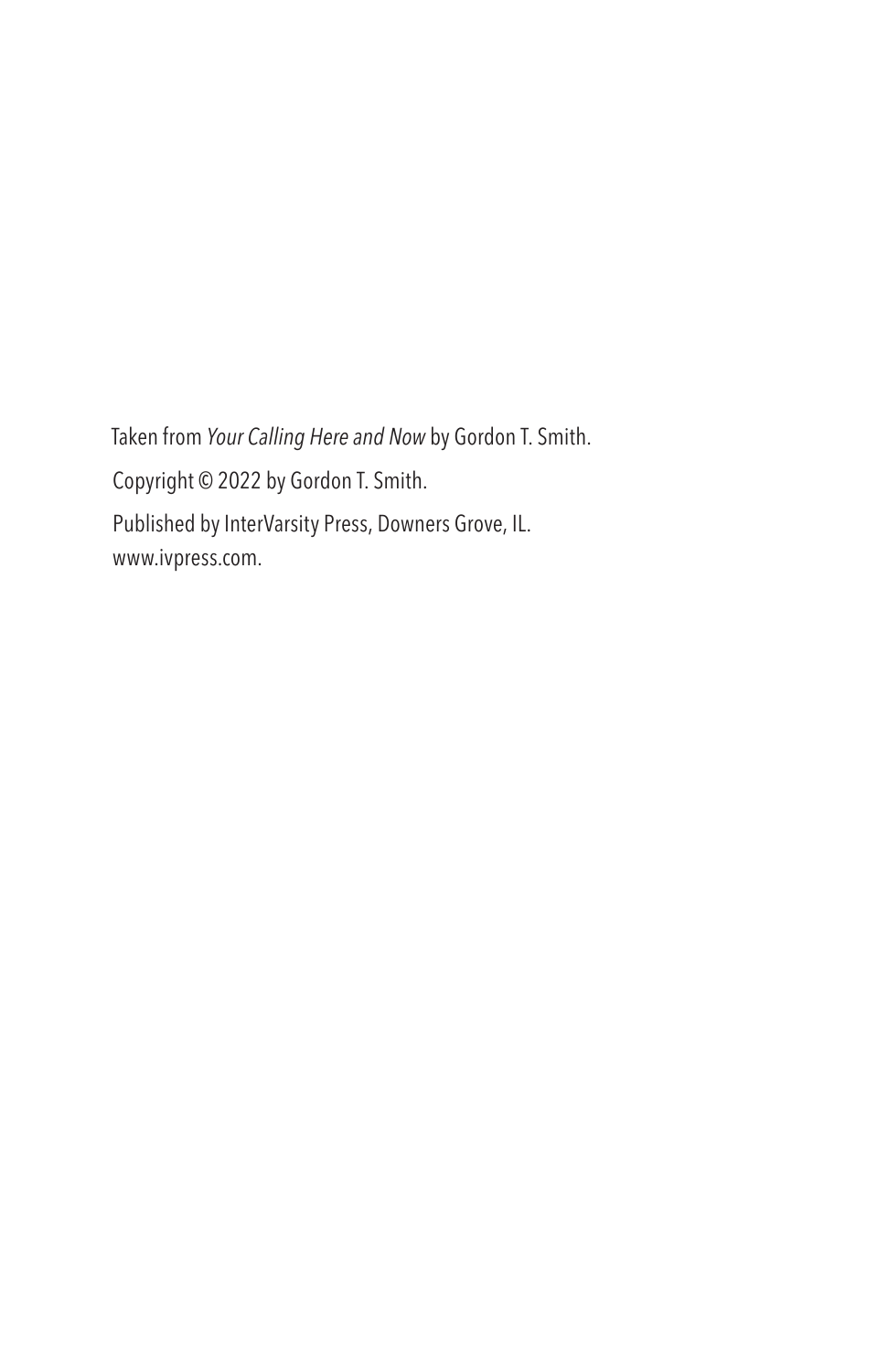Taken from *Your Calling Here and Now* by Gordon T. Smith.

Copyright © 2022 by Gordon T. Smith.

Published by InterVarsity Press, Downers Grove, IL.
www.ivpress.com.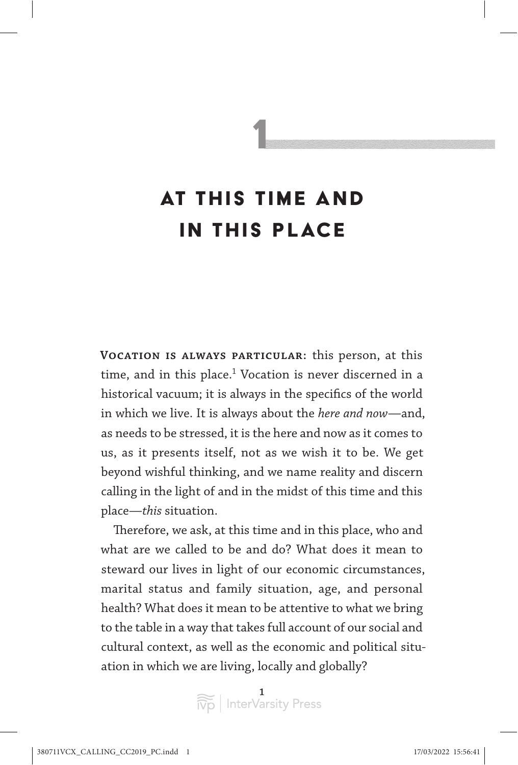# 1

# AT THIS TIME AND IN THIS PLACE

**Vocation is always particular:** this person, at this time, and in this place.[1] Vocation is never discerned in a historical vacuum; it is always in the specifics of the world in which we live. It is always about the *here and now*—and, as needs to be stressed, it is the here and now as it comes to us, as it presents itself, not as we wish it to be. We get beyond wishful thinking, and we name reality and discern calling in the light of and in the midst of this time and this place—*this* situation.

Therefore, we ask, at this time and in this place, who and what are we called to be and do? What does it mean to steward our lives in light of our economic circumstances, marital status and family situation, age, and personal health? What does it mean to be attentive to what we bring to the table in a way that takes full account of our social and cultural context, as well as the economic and political situation in which we are living, locally and globally?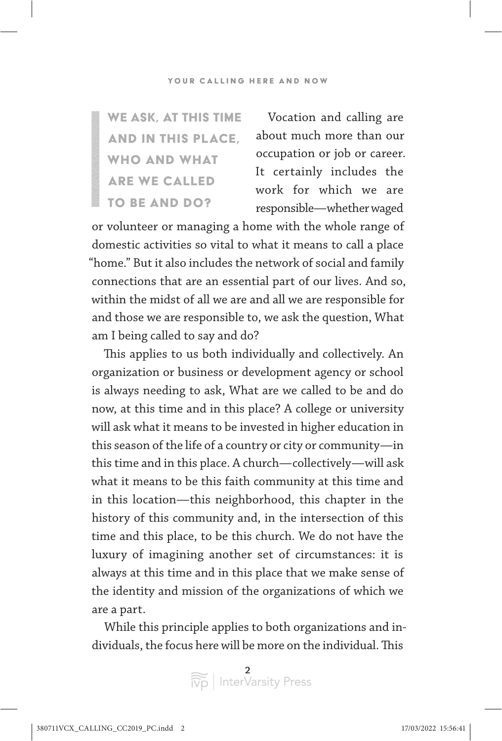> WE ASK, AT THIS TIME AND IN THIS PLACE, WHO AND WHAT ARE WE CALLED TO BE AND DO?

Vocation and calling are about much more than our occupation or job or career. It certainly includes the work for which we are responsible—whether waged or volunteer or managing a home with the whole range of domestic activities so vital to what it means to call a place "home." But it also includes the network of social and family connections that are an essential part of our lives. And so, within the midst of all we are and all we are responsible for and those we are responsible to, we ask the question, What am I being called to say and do?

This applies to us both individually and collectively. An organization or business or development agency or school is always needing to ask, What are we called to be and do now, at this time and in this place? A college or university will ask what it means to be invested in higher education in this season of the life of a country or city or community—in this time and in this place. A church—collectively—will ask what it means to be this faith community at this time and in this location—this neighborhood, this chapter in the history of this community and, in the intersection of this time and this place, to be this church. We do not have the luxury of imagining another set of circumstances: it is always at this time and in this place that we make sense of the identity and mission of the organizations of which we are a part.

While this principle applies to both organizations and individuals, the focus here will be more on the individual. This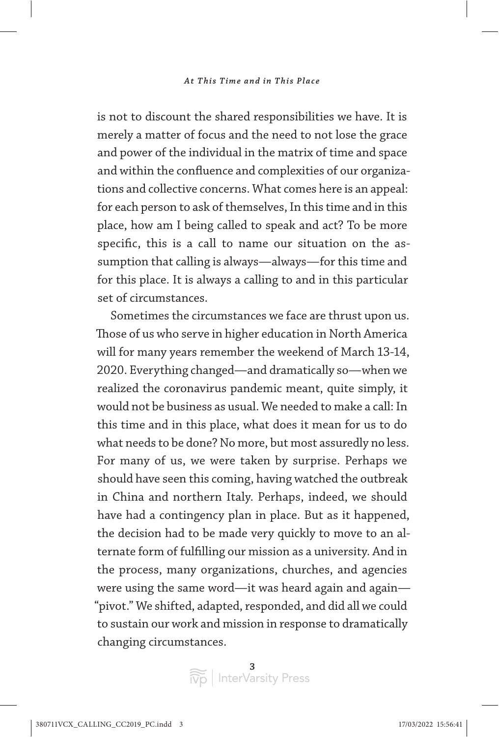is not to discount the shared responsibilities we have. It is merely a matter of focus and the need to not lose the grace and power of the individual in the matrix of time and space and within the confluence and complexities of our organizations and collective concerns. What comes here is an appeal: for each person to ask of themselves, In this time and in this place, how am I being called to speak and act? To be more specific, this is a call to name our situation on the assumption that calling is always—always—for this time and for this place. It is always a calling to and in this particular set of circumstances.

Sometimes the circumstances we face are thrust upon us. Those of us who serve in higher education in North America will for many years remember the weekend of March 13-14, 2020. Everything changed—and dramatically so—when we realized the coronavirus pandemic meant, quite simply, it would not be business as usual. We needed to make a call: In this time and in this place, what does it mean for us to do what needs to be done? No more, but most assuredly no less. For many of us, we were taken by surprise. Perhaps we should have seen this coming, having watched the outbreak in China and northern Italy. Perhaps, indeed, we should have had a contingency plan in place. But as it happened, the decision had to be made very quickly to move to an alternate form of fulfilling our mission as a university. And in the process, many organizations, churches, and agencies were using the same word—it was heard again and again—"pivot." We shifted, adapted, responded, and did all we could to sustain our work and mission in response to dramatically changing circumstances.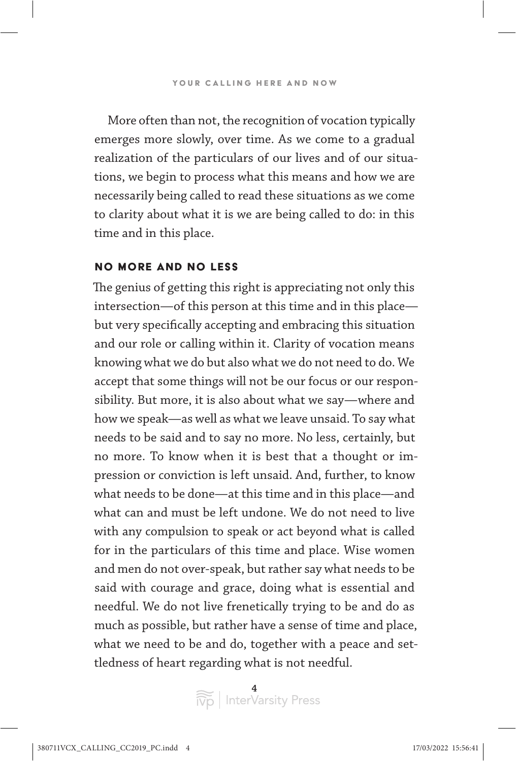More often than not, the recognition of vocation typically emerges more slowly, over time. As we come to a gradual realization of the particulars of our lives and of our situations, we begin to process what this means and how we are necessarily being called to read these situations as we come to clarity about what it is we are being called to do: in this time and in this place.

## NO MORE AND NO LESS

The genius of getting this right is appreciating not only this intersection—of this person at this time and in this place—but very specifically accepting and embracing this situation and our role or calling within it. Clarity of vocation means knowing what we do but also what we do not need to do. We accept that some things will not be our focus or our responsibility. But more, it is also about what we say—where and how we speak—as well as what we leave unsaid. To say what needs to be said and to say no more. No less, certainly, but no more. To know when it is best that a thought or impression or conviction is left unsaid. And, further, to know what needs to be done—at this time and in this place—and what can and must be left undone. We do not need to live with any compulsion to speak or act beyond what is called for in the particulars of this time and place. Wise women and men do not over-speak, but rather say what needs to be said with courage and grace, doing what is essential and needful. We do not live frenetically trying to be and do as much as possible, but rather have a sense of time and place, what we need to be and do, together with a peace and settledness of heart regarding what is not needful.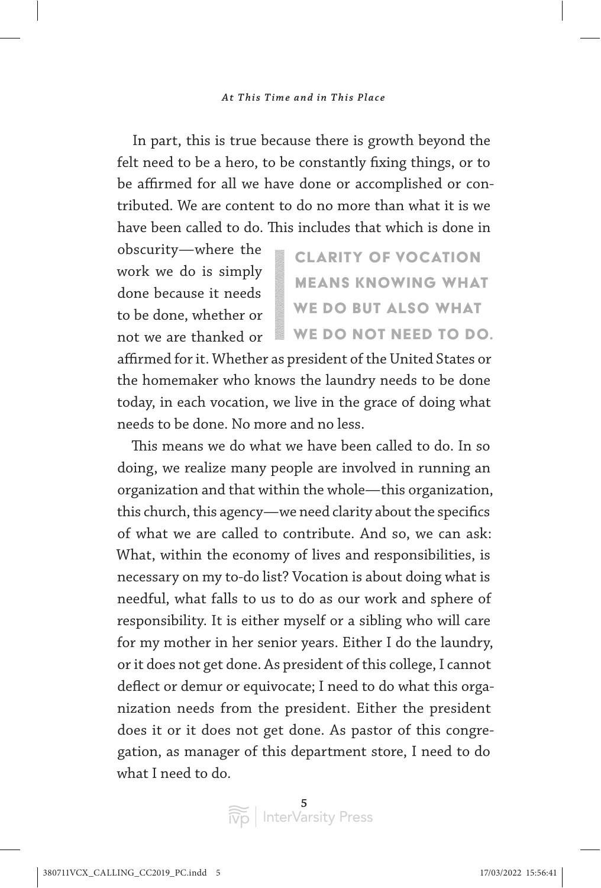In part, this is true because there is growth beyond the felt need to be a hero, to be constantly fixing things, or to be affirmed for all we have done or accomplished or contributed. We are content to do no more than what it is we have been called to do. This includes that which is done in obscurity—where the work we do is simply done because it needs to be done, whether or not we are thanked or affirmed for it. Whether as president of the United States or the homemaker who knows the laundry needs to be done today, in each vocation, we live in the grace of doing what needs to be done. No more and no less.

> **CLARITY OF VOCATION MEANS KNOWING WHAT WE DO BUT ALSO WHAT WE DO NOT NEED TO DO.**

This means we do what we have been called to do. In so doing, we realize many people are involved in running an organization and that within the whole—this organization, this church, this agency—we need clarity about the specifics of what we are called to contribute. And so, we can ask: What, within the economy of lives and responsibilities, is necessary on my to-do list? Vocation is about doing what is needful, what falls to us to do as our work and sphere of responsibility. It is either myself or a sibling who will care for my mother in her senior years. Either I do the laundry, or it does not get done. As president of this college, I cannot deflect or demur or equivocate; I need to do what this organization needs from the president. Either the president does it or it does not get done. As pastor of this congregation, as manager of this department store, I need to do what I need to do.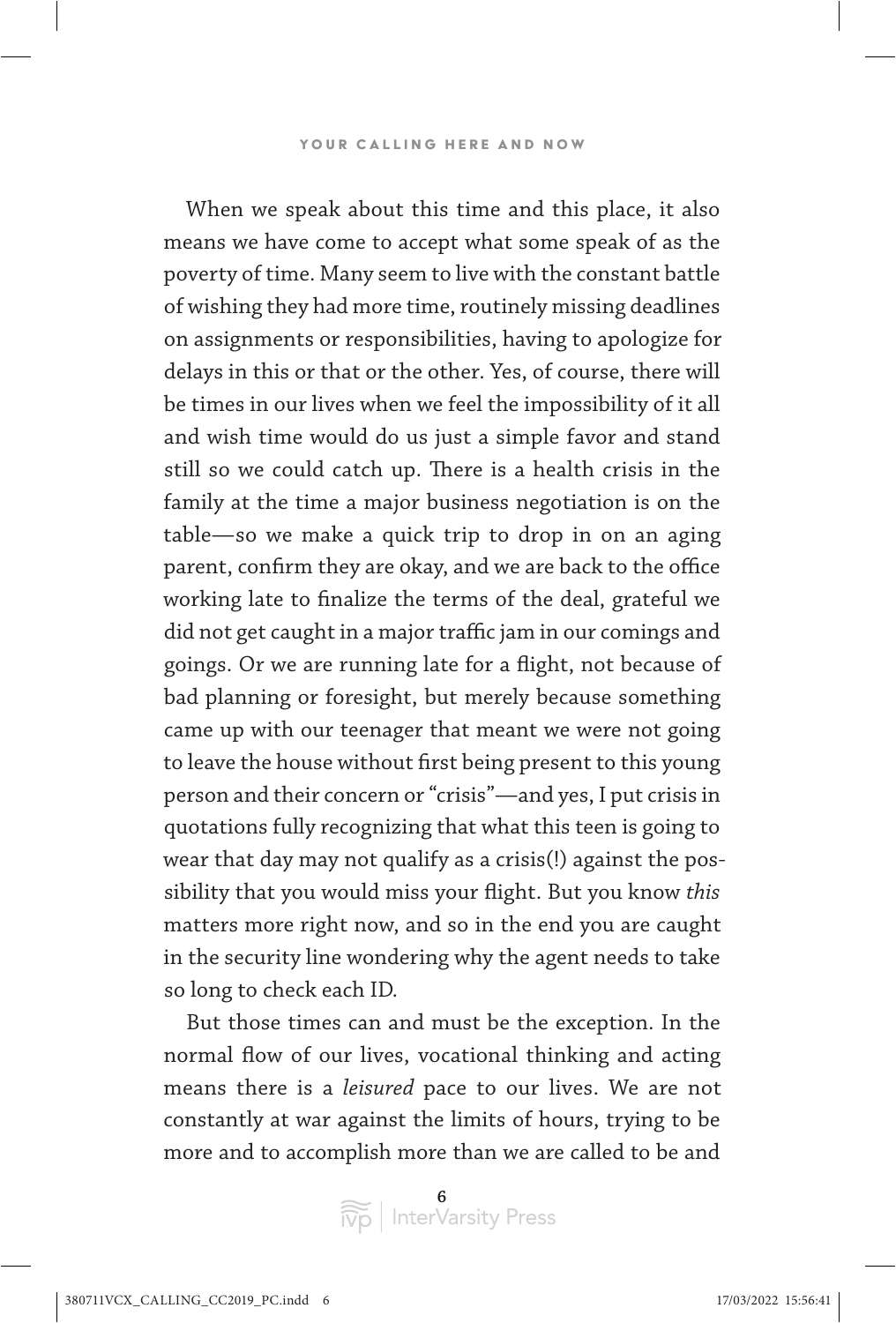When we speak about this time and this place, it also means we have come to accept what some speak of as the poverty of time. Many seem to live with the constant battle of wishing they had more time, routinely missing deadlines on assignments or responsibilities, having to apologize for delays in this or that or the other. Yes, of course, there will be times in our lives when we feel the impossibility of it all and wish time would do us just a simple favor and stand still so we could catch up. There is a health crisis in the family at the time a major business negotiation is on the table—so we make a quick trip to drop in on an aging parent, confirm they are okay, and we are back to the office working late to finalize the terms of the deal, grateful we did not get caught in a major traffic jam in our comings and goings. Or we are running late for a flight, not because of bad planning or foresight, but merely because something came up with our teenager that meant we were not going to leave the house without first being present to this young person and their concern or "crisis"—and yes, I put crisis in quotations fully recognizing that what this teen is going to wear that day may not qualify as a crisis(!) against the possibility that you would miss your flight. But you know *this* matters more right now, and so in the end you are caught in the security line wondering why the agent needs to take so long to check each ID.

But those times can and must be the exception. In the normal flow of our lives, vocational thinking and acting means there is a *leisured* pace to our lives. We are not constantly at war against the limits of hours, trying to be more and to accomplish more than we are called to be and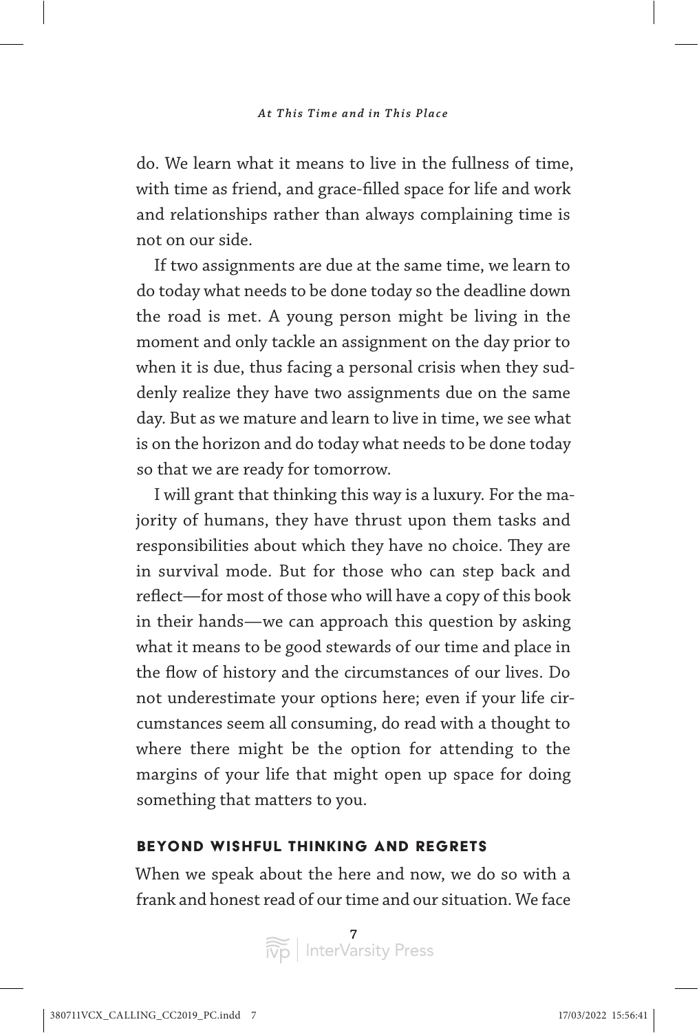do. We learn what it means to live in the fullness of time, with time as friend, and grace-filled space for life and work and relationships rather than always complaining time is not on our side.

If two assignments are due at the same time, we learn to do today what needs to be done today so the deadline down the road is met. A young person might be living in the moment and only tackle an assignment on the day prior to when it is due, thus facing a personal crisis when they suddenly realize they have two assignments due on the same day. But as we mature and learn to live in time, we see what is on the horizon and do today what needs to be done today so that we are ready for tomorrow.

I will grant that thinking this way is a luxury. For the majority of humans, they have thrust upon them tasks and responsibilities about which they have no choice. They are in survival mode. But for those who can step back and reflect—for most of those who will have a copy of this book in their hands—we can approach this question by asking what it means to be good stewards of our time and place in the flow of history and the circumstances of our lives. Do not underestimate your options here; even if your life circumstances seem all consuming, do read with a thought to where there might be the option for attending to the margins of your life that might open up space for doing something that matters to you.

## BEYOND WISHFUL THINKING AND REGRETS

When we speak about the here and now, we do so with a frank and honest read of our time and our situation. We face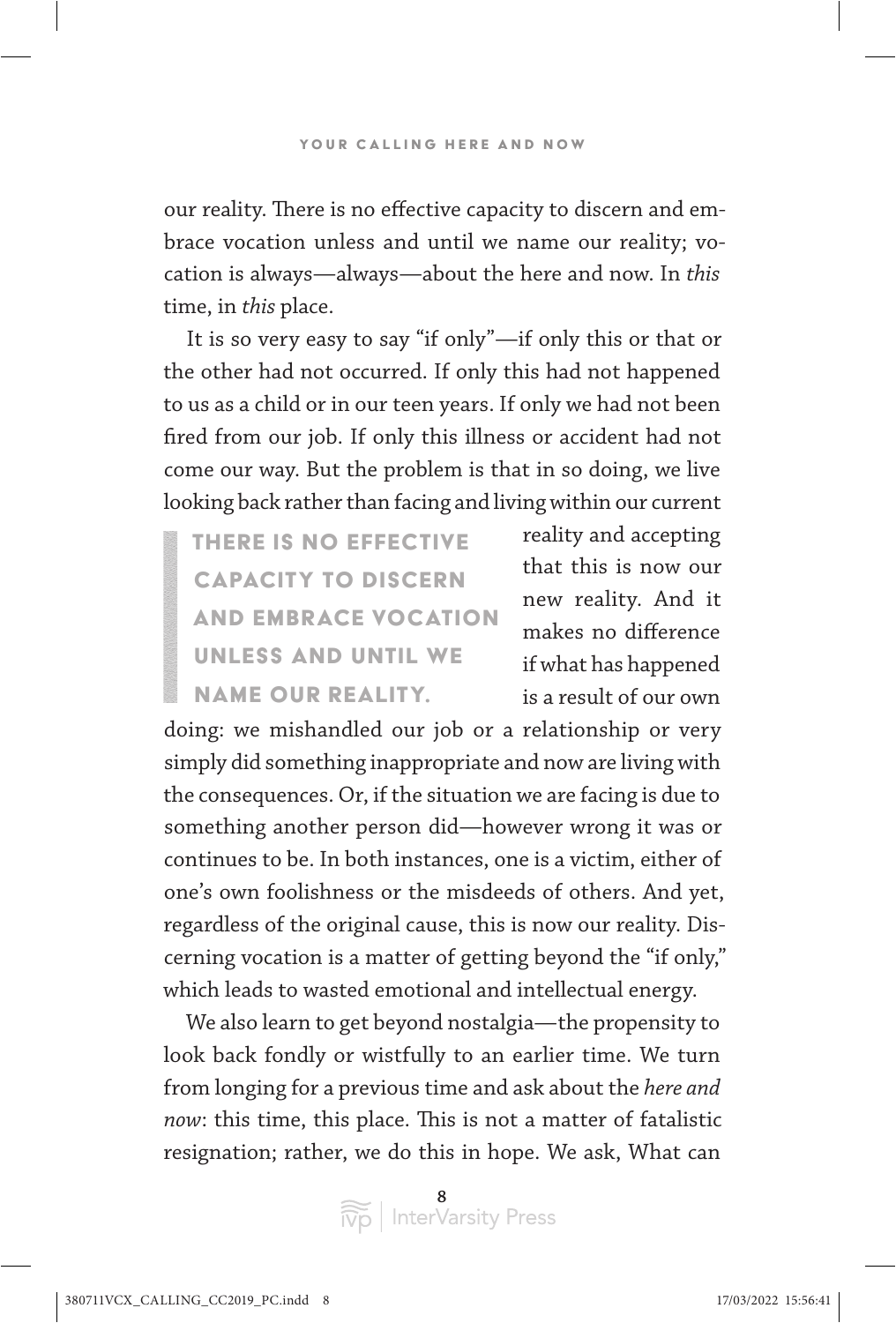our reality. There is no effective capacity to discern and embrace vocation unless and until we name our reality; vocation is always—always—about the here and now. In *this* time, in *this* place.

It is so very easy to say "if only"—if only this or that or the other had not occurred. If only this had not happened to us as a child or in our teen years. If only we had not been fired from our job. If only this illness or accident had not come our way. But the problem is that in so doing, we live looking back rather than facing and living within our current reality and accepting that this is now our new reality. And it makes no difference if what has happened is a result of our own doing: we mishandled our job or a relationship or very simply did something inappropriate and now are living with the consequences. Or, if the situation we are facing is due to something another person did—however wrong it was or continues to be. In both instances, one is a victim, either of one's own foolishness or the misdeeds of others. And yet, regardless of the original cause, this is now our reality. Discerning vocation is a matter of getting beyond the "if only," which leads to wasted emotional and intellectual energy.

> **THERE IS NO EFFECTIVE CAPACITY TO DISCERN AND EMBRACE VOCATION UNLESS AND UNTIL WE NAME OUR REALITY.**

We also learn to get beyond nostalgia—the propensity to look back fondly or wistfully to an earlier time. We turn from longing for a previous time and ask about the *here and now*: this time, this place. This is not a matter of fatalistic resignation; rather, we do this in hope. We ask, What can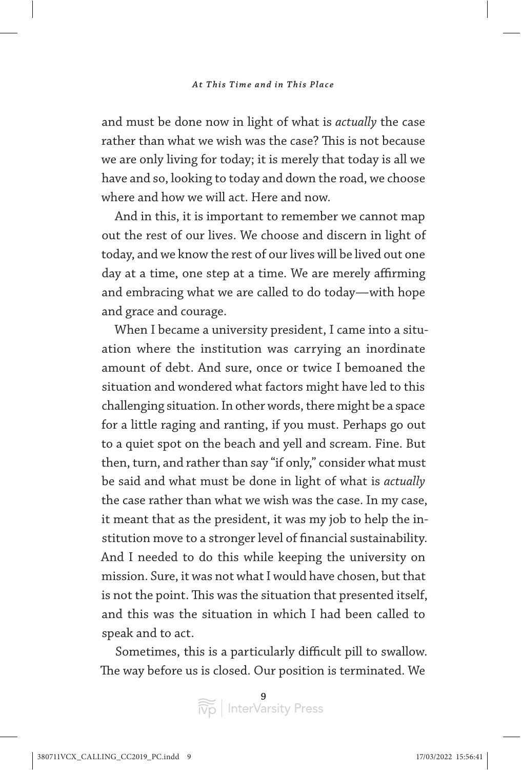and must be done now in light of what is *actually* the case rather than what we wish was the case? This is not because we are only living for today; it is merely that today is all we have and so, looking to today and down the road, we choose where and how we will act. Here and now.

And in this, it is important to remember we cannot map out the rest of our lives. We choose and discern in light of today, and we know the rest of our lives will be lived out one day at a time, one step at a time. We are merely affirming and embracing what we are called to do today—with hope and grace and courage.

When I became a university president, I came into a situation where the institution was carrying an inordinate amount of debt. And sure, once or twice I bemoaned the situation and wondered what factors might have led to this challenging situation. In other words, there might be a space for a little raging and ranting, if you must. Perhaps go out to a quiet spot on the beach and yell and scream. Fine. But then, turn, and rather than say "if only," consider what must be said and what must be done in light of what is *actually* the case rather than what we wish was the case. In my case, it meant that as the president, it was my job to help the institution move to a stronger level of financial sustainability. And I needed to do this while keeping the university on mission. Sure, it was not what I would have chosen, but that is not the point. This was the situation that presented itself, and this was the situation in which I had been called to speak and to act.

Sometimes, this is a particularly difficult pill to swallow. The way before us is closed. Our position is terminated. We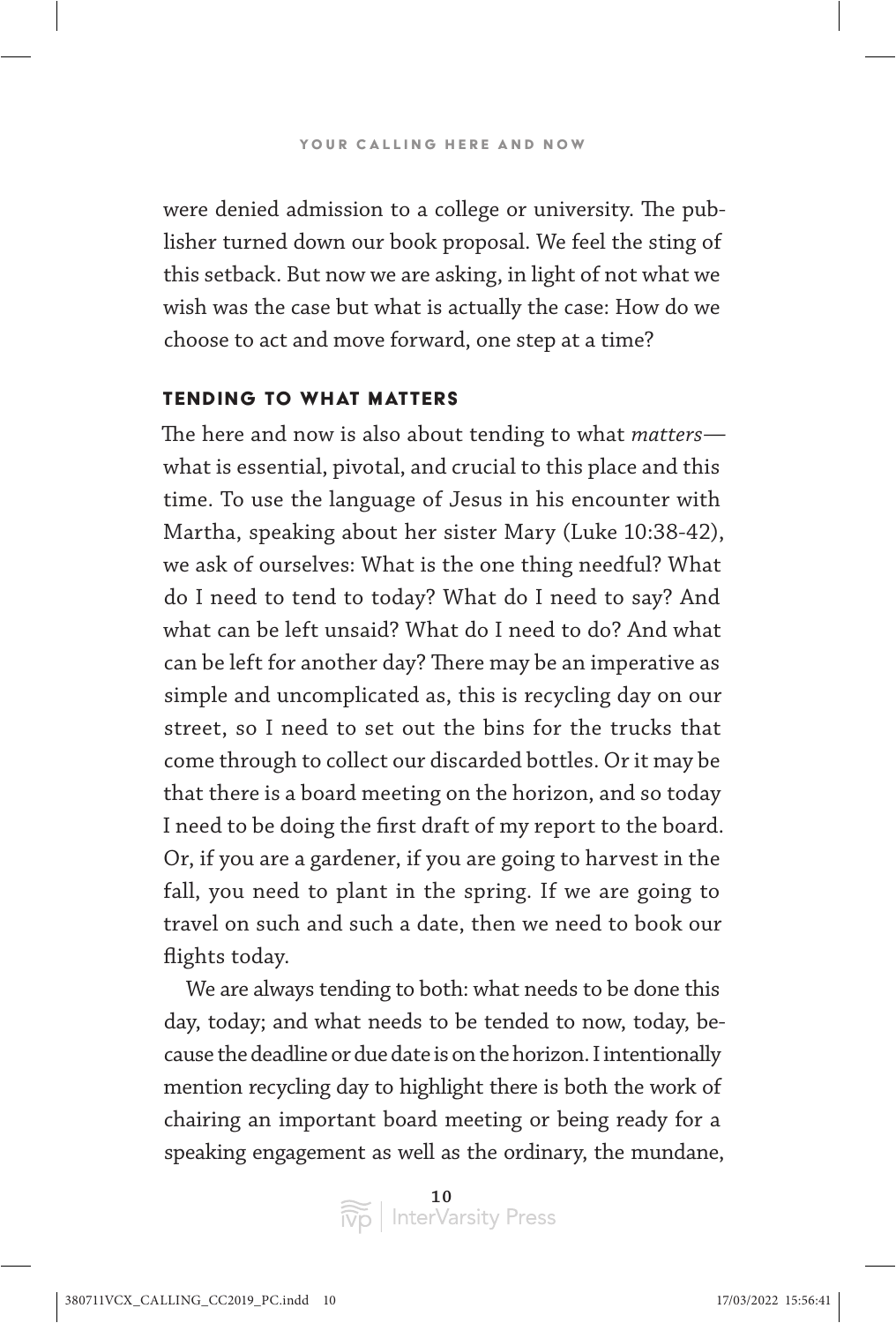were denied admission to a college or university. The publisher turned down our book proposal. We feel the sting of this setback. But now we are asking, in light of not what we wish was the case but what is actually the case: How do we choose to act and move forward, one step at a time?

## TENDING TO WHAT MATTERS

The here and now is also about tending to what *matters*—what is essential, pivotal, and crucial to this place and this time. To use the language of Jesus in his encounter with Martha, speaking about her sister Mary (Luke 10:38-42), we ask of ourselves: What is the one thing needful? What do I need to tend to today? What do I need to say? And what can be left unsaid? What do I need to do? And what can be left for another day? There may be an imperative as simple and uncomplicated as, this is recycling day on our street, so I need to set out the bins for the trucks that come through to collect our discarded bottles. Or it may be that there is a board meeting on the horizon, and so today I need to be doing the first draft of my report to the board. Or, if you are a gardener, if you are going to harvest in the fall, you need to plant in the spring. If we are going to travel on such and such a date, then we need to book our flights today.

We are always tending to both: what needs to be done this day, today; and what needs to be tended to now, today, because the deadline or due date is on the horizon. I intentionally mention recycling day to highlight there is both the work of chairing an important board meeting or being ready for a speaking engagement as well as the ordinary, the mundane,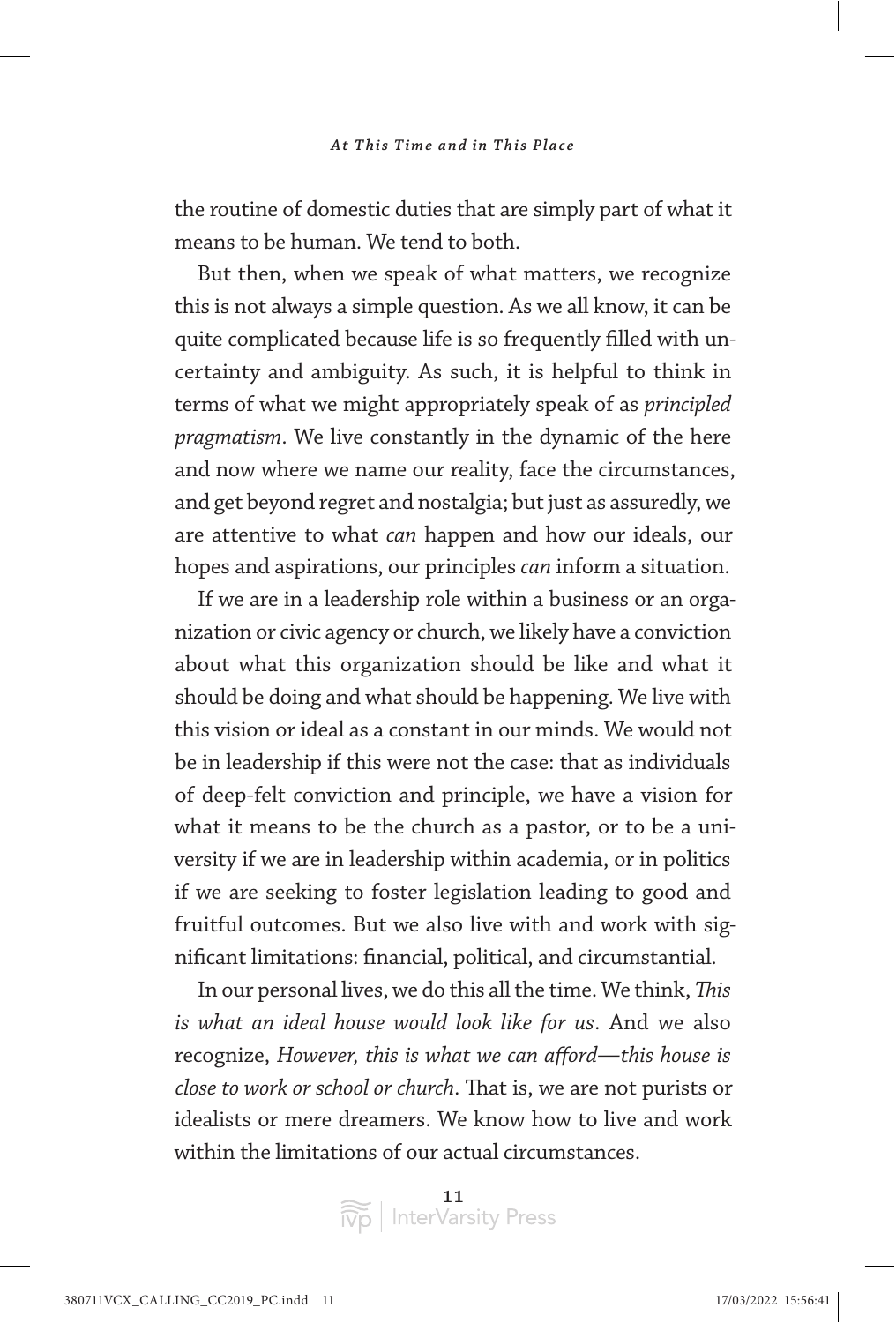the routine of domestic duties that are simply part of what it means to be human. We tend to both.

But then, when we speak of what matters, we recognize this is not always a simple question. As we all know, it can be quite complicated because life is so frequently filled with uncertainty and ambiguity. As such, it is helpful to think in terms of what we might appropriately speak of as *principled pragmatism*. We live constantly in the dynamic of the here and now where we name our reality, face the circumstances, and get beyond regret and nostalgia; but just as assuredly, we are attentive to what *can* happen and how our ideals, our hopes and aspirations, our principles *can* inform a situation.

If we are in a leadership role within a business or an organization or civic agency or church, we likely have a conviction about what this organization should be like and what it should be doing and what should be happening. We live with this vision or ideal as a constant in our minds. We would not be in leadership if this were not the case: that as individuals of deep-felt conviction and principle, we have a vision for what it means to be the church as a pastor, or to be a university if we are in leadership within academia, or in politics if we are seeking to foster legislation leading to good and fruitful outcomes. But we also live with and work with significant limitations: financial, political, and circumstantial.

In our personal lives, we do this all the time. We think, *This is what an ideal house would look like for us*. And we also recognize, *However, this is what we can afford—this house is close to work or school or church*. That is, we are not purists or idealists or mere dreamers. We know how to live and work within the limitations of our actual circumstances.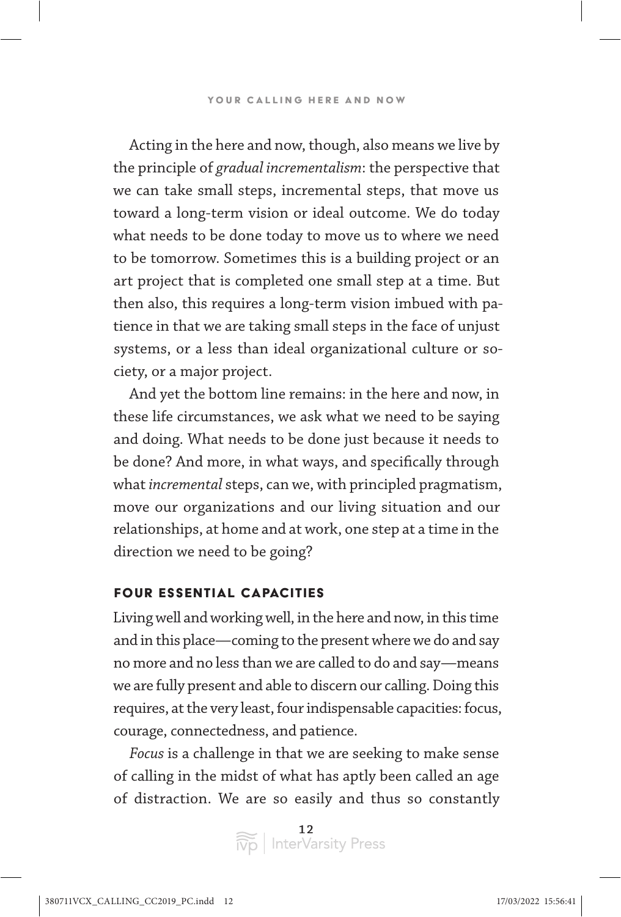Acting in the here and now, though, also means we live by the principle of *gradual incrementalism*: the perspective that we can take small steps, incremental steps, that move us toward a long-term vision or ideal outcome. We do today what needs to be done today to move us to where we need to be tomorrow. Sometimes this is a building project or an art project that is completed one small step at a time. But then also, this requires a long-term vision imbued with patience in that we are taking small steps in the face of unjust systems, or a less than ideal organizational culture or society, or a major project.

And yet the bottom line remains: in the here and now, in these life circumstances, we ask what we need to be saying and doing. What needs to be done just because it needs to be done? And more, in what ways, and specifically through what *incremental* steps, can we, with principled pragmatism, move our organizations and our living situation and our relationships, at home and at work, one step at a time in the direction we need to be going?

## FOUR ESSENTIAL CAPACITIES

Living well and working well, in the here and now, in this time and in this place—coming to the present where we do and say no more and no less than we are called to do and say—means we are fully present and able to discern our calling. Doing this requires, at the very least, four indispensable capacities: focus, courage, connectedness, and patience.

*Focus* is a challenge in that we are seeking to make sense of calling in the midst of what has aptly been called an age of distraction. We are so easily and thus so constantly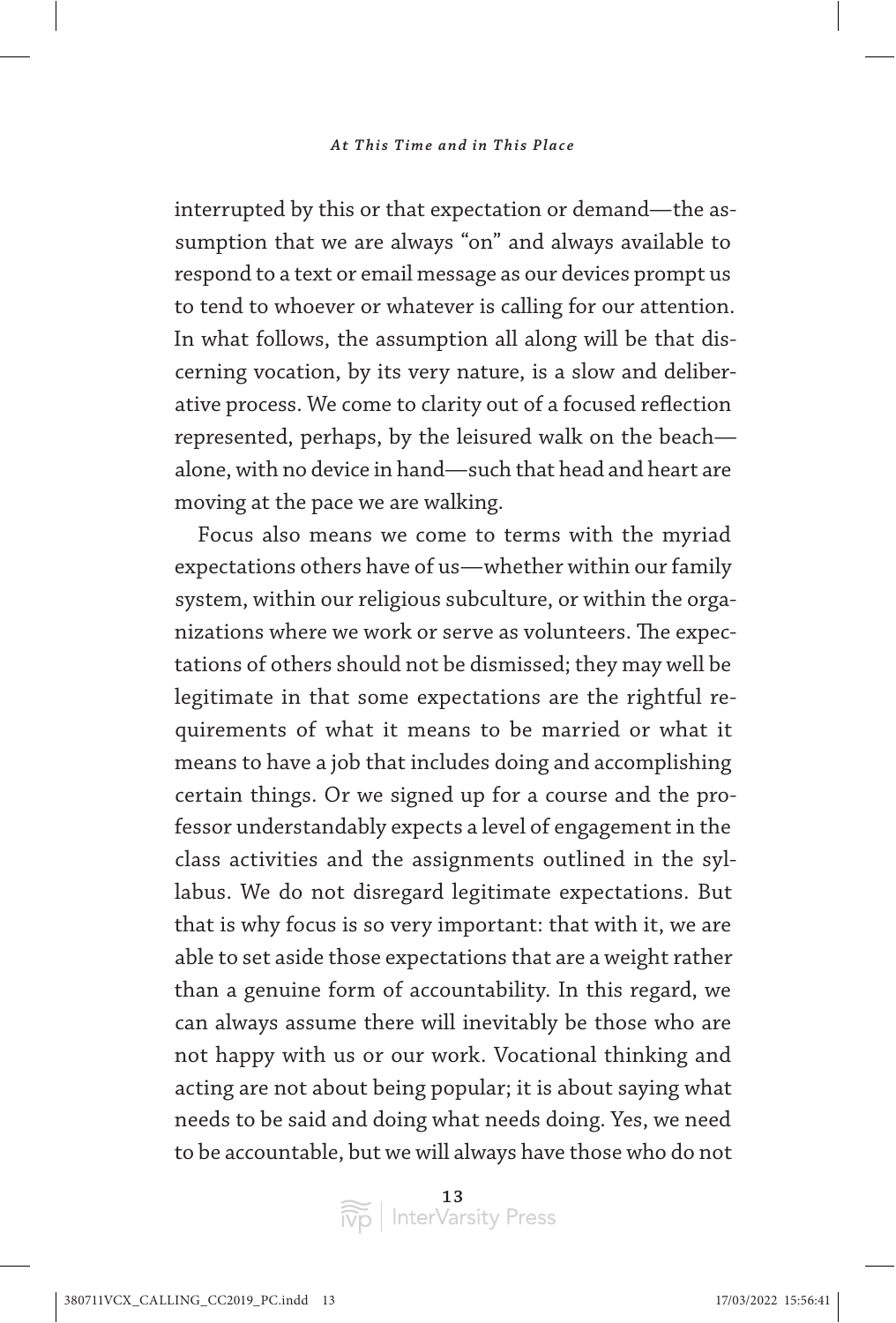interrupted by this or that expectation or demand—the assumption that we are always "on" and always available to respond to a text or email message as our devices prompt us to tend to whoever or whatever is calling for our attention. In what follows, the assumption all along will be that discerning vocation, by its very nature, is a slow and deliberative process. We come to clarity out of a focused reflection represented, perhaps, by the leisured walk on the beach—alone, with no device in hand—such that head and heart are moving at the pace we are walking.

Focus also means we come to terms with the myriad expectations others have of us—whether within our family system, within our religious subculture, or within the organizations where we work or serve as volunteers. The expectations of others should not be dismissed; they may well be legitimate in that some expectations are the rightful requirements of what it means to be married or what it means to have a job that includes doing and accomplishing certain things. Or we signed up for a course and the professor understandably expects a level of engagement in the class activities and the assignments outlined in the syllabus. We do not disregard legitimate expectations. But that is why focus is so very important: that with it, we are able to set aside those expectations that are a weight rather than a genuine form of accountability. In this regard, we can always assume there will inevitably be those who are not happy with us or our work. Vocational thinking and acting are not about being popular; it is about saying what needs to be said and doing what needs doing. Yes, we need to be accountable, but we will always have those who do not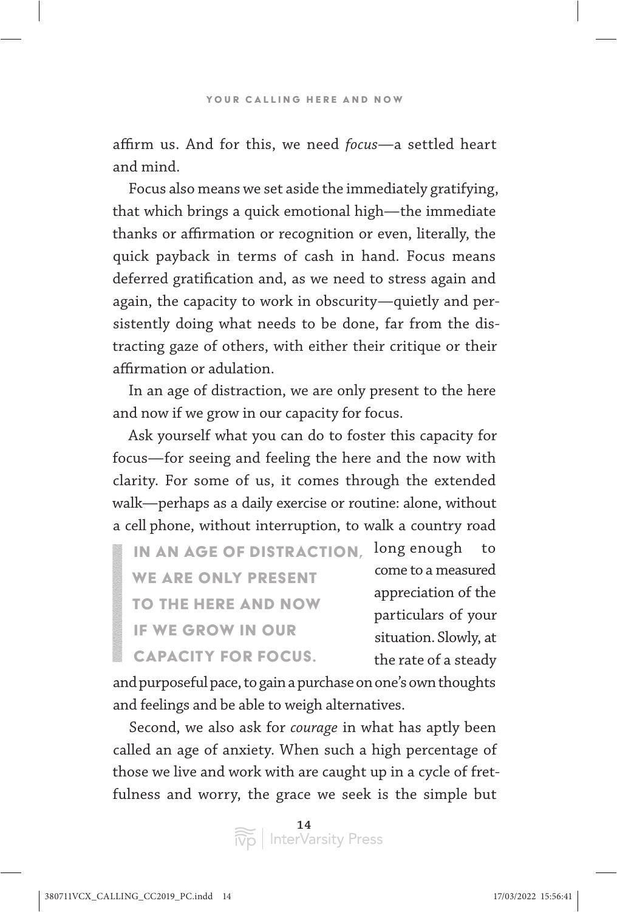affirm us. And for this, we need *focus*—a settled heart and mind.

Focus also means we set aside the immediately gratifying, that which brings a quick emotional high—the immediate thanks or affirmation or recognition or even, literally, the quick payback in terms of cash in hand. Focus means deferred gratification and, as we need to stress again and again, the capacity to work in obscurity—quietly and persistently doing what needs to be done, far from the distracting gaze of others, with either their critique or their affirmation or adulation.

In an age of distraction, we are only present to the here and now if we grow in our capacity for focus.

Ask yourself what you can do to foster this capacity for focus—for seeing and feeling the here and the now with clarity. For some of us, it comes through the extended walk—perhaps as a daily exercise or routine: alone, without a cell phone, without interruption, to walk a country road long enough to come to a measured appreciation of the particulars of your situation. Slowly, at the rate of a steady and purposeful pace, to gain a purchase on one's own thoughts and feelings and be able to weigh alternatives.

> **IN AN AGE OF DISTRACTION, WE ARE ONLY PRESENT TO THE HERE AND NOW IF WE GROW IN OUR CAPACITY FOR FOCUS.**

Second, we also ask for *courage* in what has aptly been called an age of anxiety. When such a high percentage of those we live and work with are caught up in a cycle of fretfulness and worry, the grace we seek is the simple but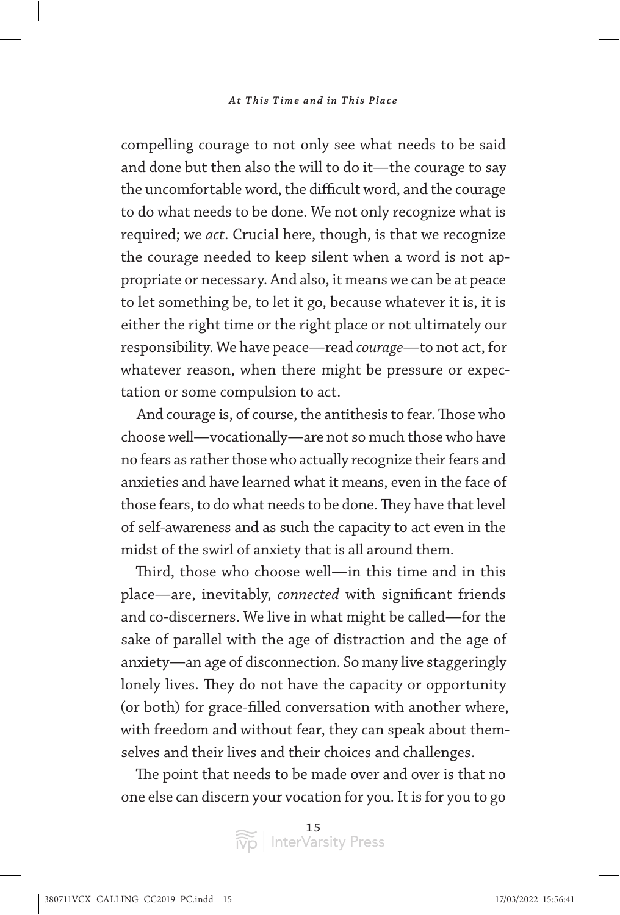compelling courage to not only see what needs to be said and done but then also the will to do it—the courage to say the uncomfortable word, the difficult word, and the courage to do what needs to be done. We not only recognize what is required; we *act*. Crucial here, though, is that we recognize the courage needed to keep silent when a word is not appropriate or necessary. And also, it means we can be at peace to let something be, to let it go, because whatever it is, it is either the right time or the right place or not ultimately our responsibility. We have peace—read *courage*—to not act, for whatever reason, when there might be pressure or expectation or some compulsion to act.

And courage is, of course, the antithesis to fear. Those who choose well—vocationally—are not so much those who have no fears as rather those who actually recognize their fears and anxieties and have learned what it means, even in the face of those fears, to do what needs to be done. They have that level of self-awareness and as such the capacity to act even in the midst of the swirl of anxiety that is all around them.

Third, those who choose well—in this time and in this place—are, inevitably, *connected* with significant friends and co-discerners. We live in what might be called—for the sake of parallel with the age of distraction and the age of anxiety—an age of disconnection. So many live staggeringly lonely lives. They do not have the capacity or opportunity (or both) for grace-filled conversation with another where, with freedom and without fear, they can speak about themselves and their lives and their choices and challenges.

The point that needs to be made over and over is that no one else can discern your vocation for you. It is for you to go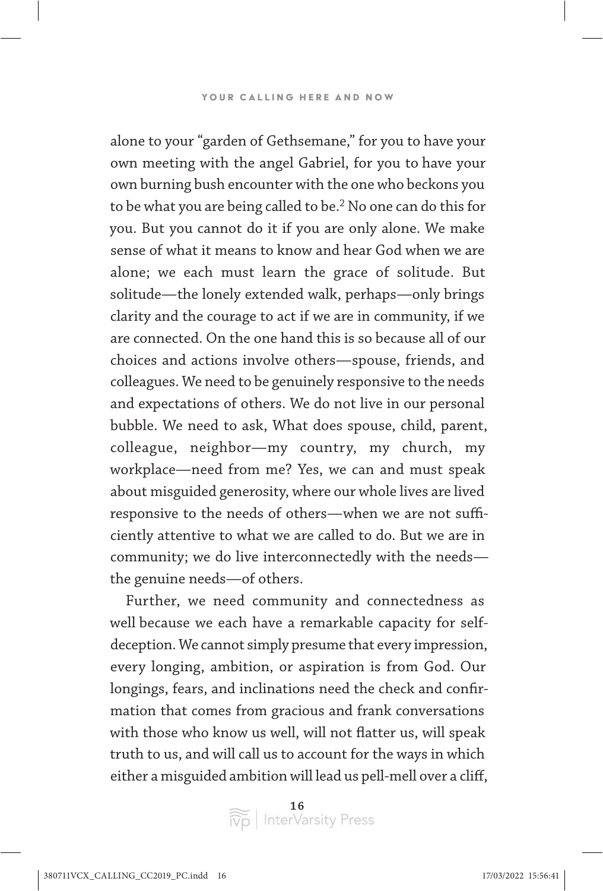alone to your "garden of Gethsemane," for you to have your own meeting with the angel Gabriel, for you to have your own burning bush encounter with the one who beckons you to be what you are being called to be.[2] No one can do this for you. But you cannot do it if you are only alone. We make sense of what it means to know and hear God when we are alone; we each must learn the grace of solitude. But solitude—the lonely extended walk, perhaps—only brings clarity and the courage to act if we are in community, if we are connected. On the one hand this is so because all of our choices and actions involve others—spouse, friends, and colleagues. We need to be genuinely responsive to the needs and expectations of others. We do not live in our personal bubble. We need to ask, What does spouse, child, parent, colleague, neighbor—my country, my church, my workplace—need from me? Yes, we can and must speak about misguided generosity, where our whole lives are lived responsive to the needs of others—when we are not sufficiently attentive to what we are called to do. But we are in community; we do live interconnectedly with the needs—the genuine needs—of others.

Further, we need community and connectedness as well because we each have a remarkable capacity for self-deception. We cannot simply presume that every impression, every longing, ambition, or aspiration is from God. Our longings, fears, and inclinations need the check and confirmation that comes from gracious and frank conversations with those who know us well, will not flatter us, will speak truth to us, and will call us to account for the ways in which either a misguided ambition will lead us pell-mell over a cliff,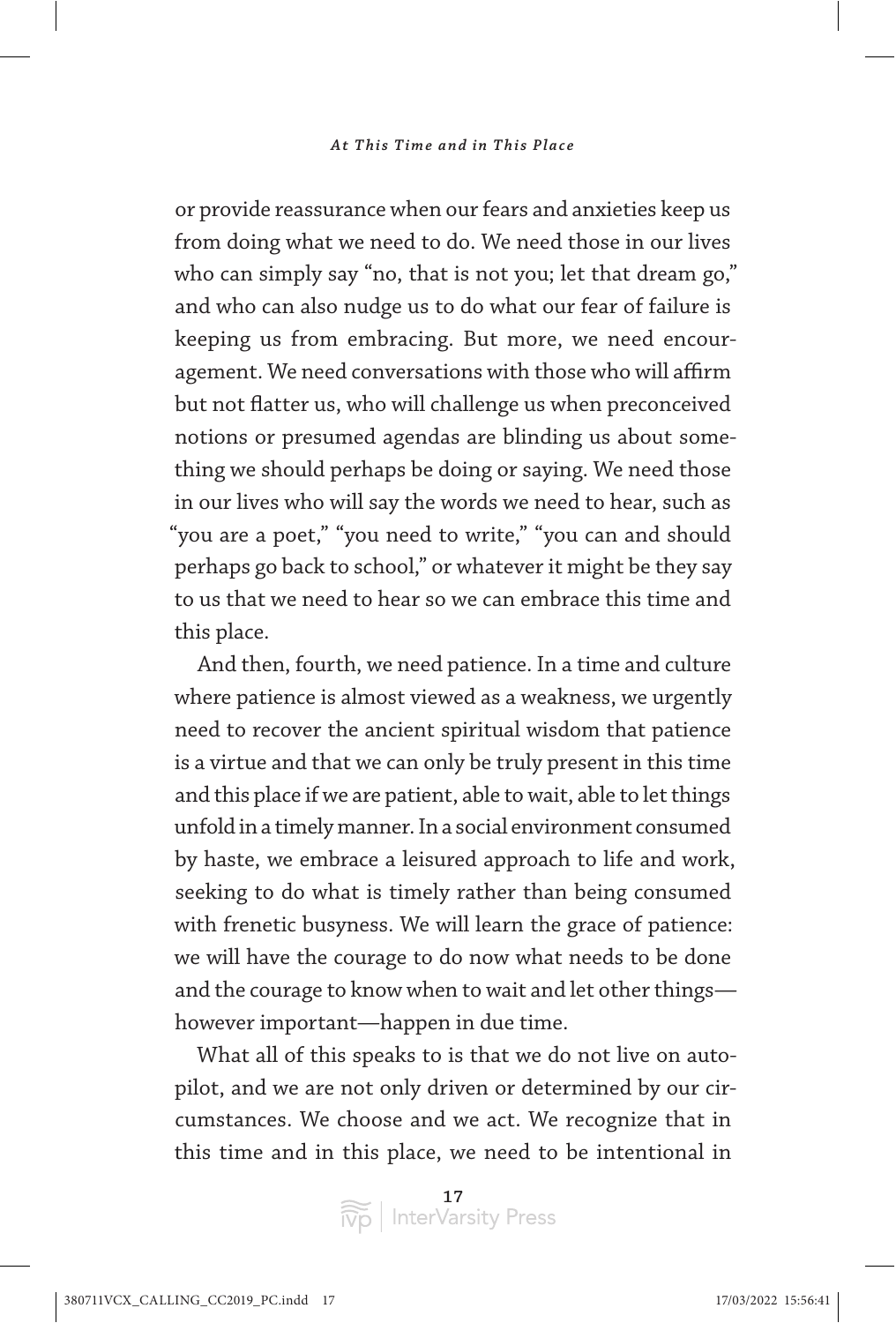or provide reassurance when our fears and anxieties keep us from doing what we need to do. We need those in our lives who can simply say "no, that is not you; let that dream go," and who can also nudge us to do what our fear of failure is keeping us from embracing. But more, we need encouragement. We need conversations with those who will affirm but not flatter us, who will challenge us when preconceived notions or presumed agendas are blinding us about something we should perhaps be doing or saying. We need those in our lives who will say the words we need to hear, such as "you are a poet," "you need to write," "you can and should perhaps go back to school," or whatever it might be they say to us that we need to hear so we can embrace this time and this place.

And then, fourth, we need patience. In a time and culture where patience is almost viewed as a weakness, we urgently need to recover the ancient spiritual wisdom that patience is a virtue and that we can only be truly present in this time and this place if we are patient, able to wait, able to let things unfold in a timely manner. In a social environment consumed by haste, we embrace a leisured approach to life and work, seeking to do what is timely rather than being consumed with frenetic busyness. We will learn the grace of patience: we will have the courage to do now what needs to be done and the courage to know when to wait and let other things—however important—happen in due time.

What all of this speaks to is that we do not live on autopilot, and we are not only driven or determined by our circumstances. We choose and we act. We recognize that in this time and in this place, we need to be intentional in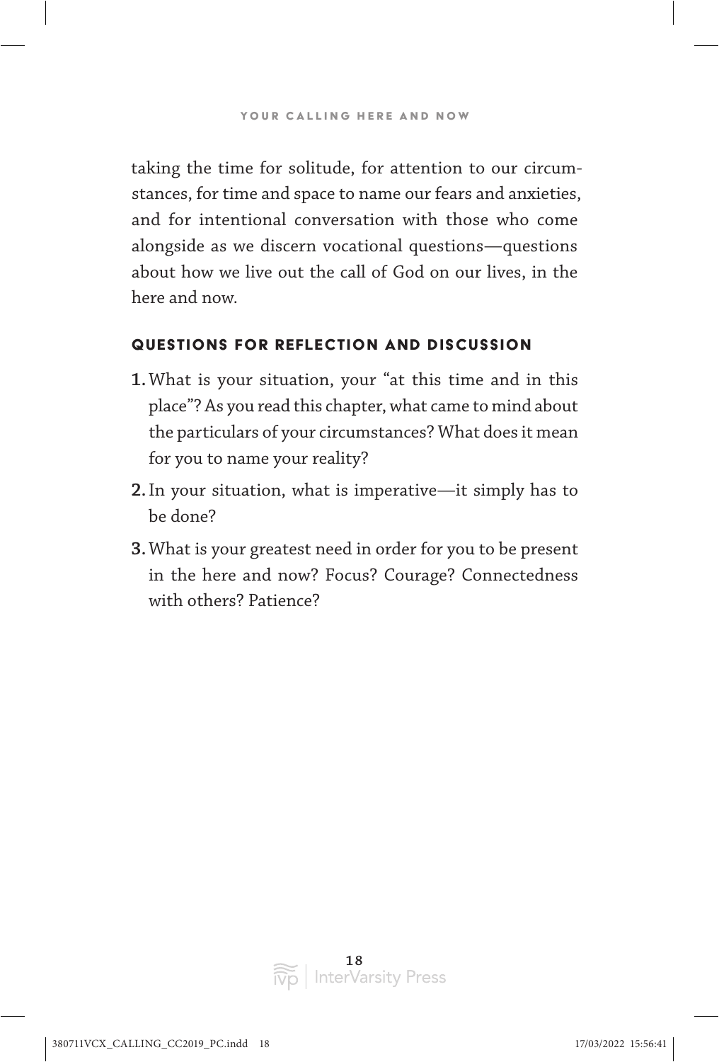taking the time for solitude, for attention to our circumstances, for time and space to name our fears and anxieties, and for intentional conversation with those who come alongside as we discern vocational questions—questions about how we live out the call of God on our lives, in the here and now.

## QUESTIONS FOR REFLECTION AND DISCUSSION

1. What is your situation, your "at this time and in this place"? As you read this chapter, what came to mind about the particulars of your circumstances? What does it mean for you to name your reality?
2. In your situation, what is imperative—it simply has to be done?
3. What is your greatest need in order for you to be present in the here and now? Focus? Courage? Connectedness with others? Patience?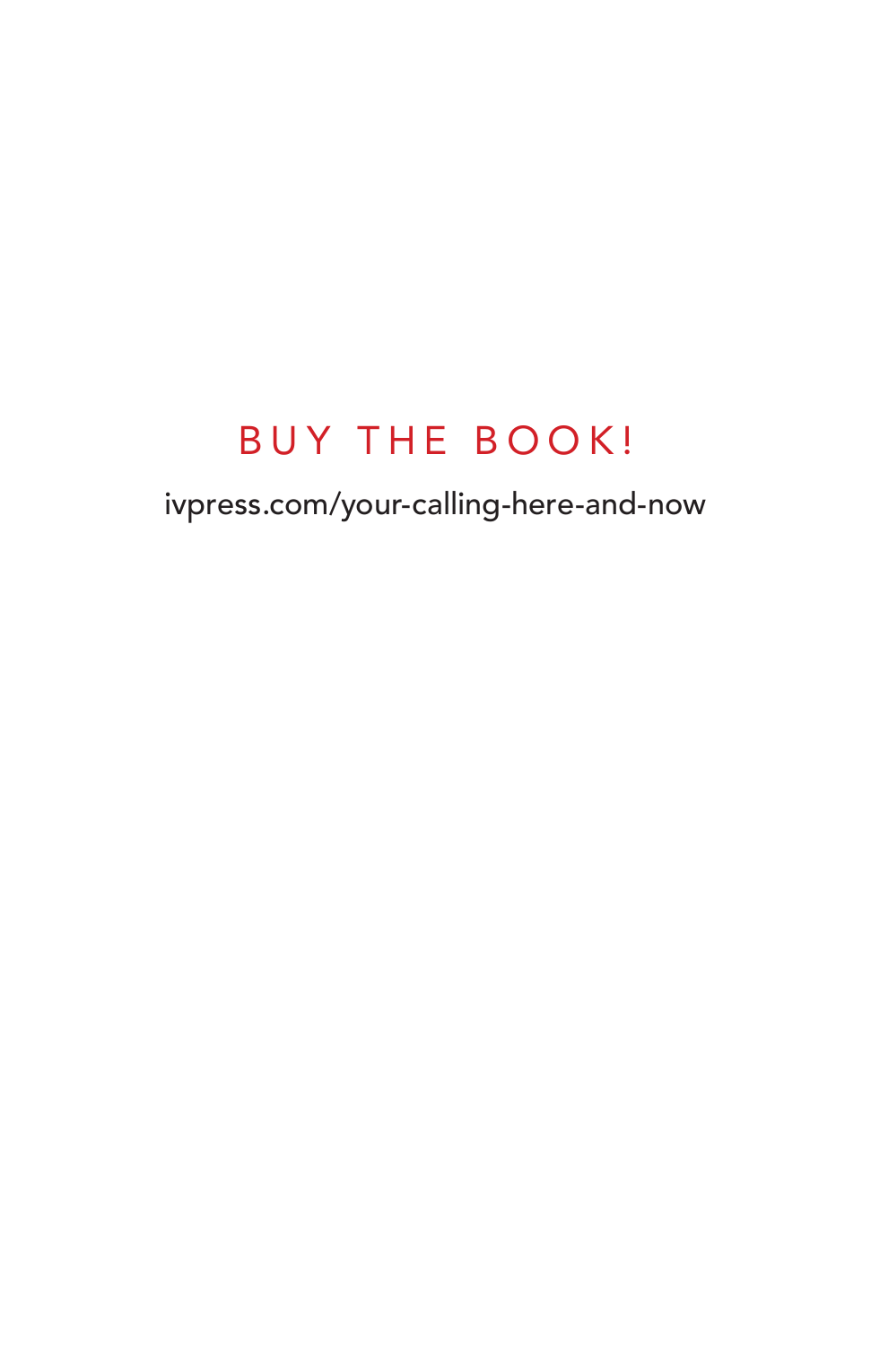## BUY THE BOOK!

ivpress.com/your-calling-here-and-now